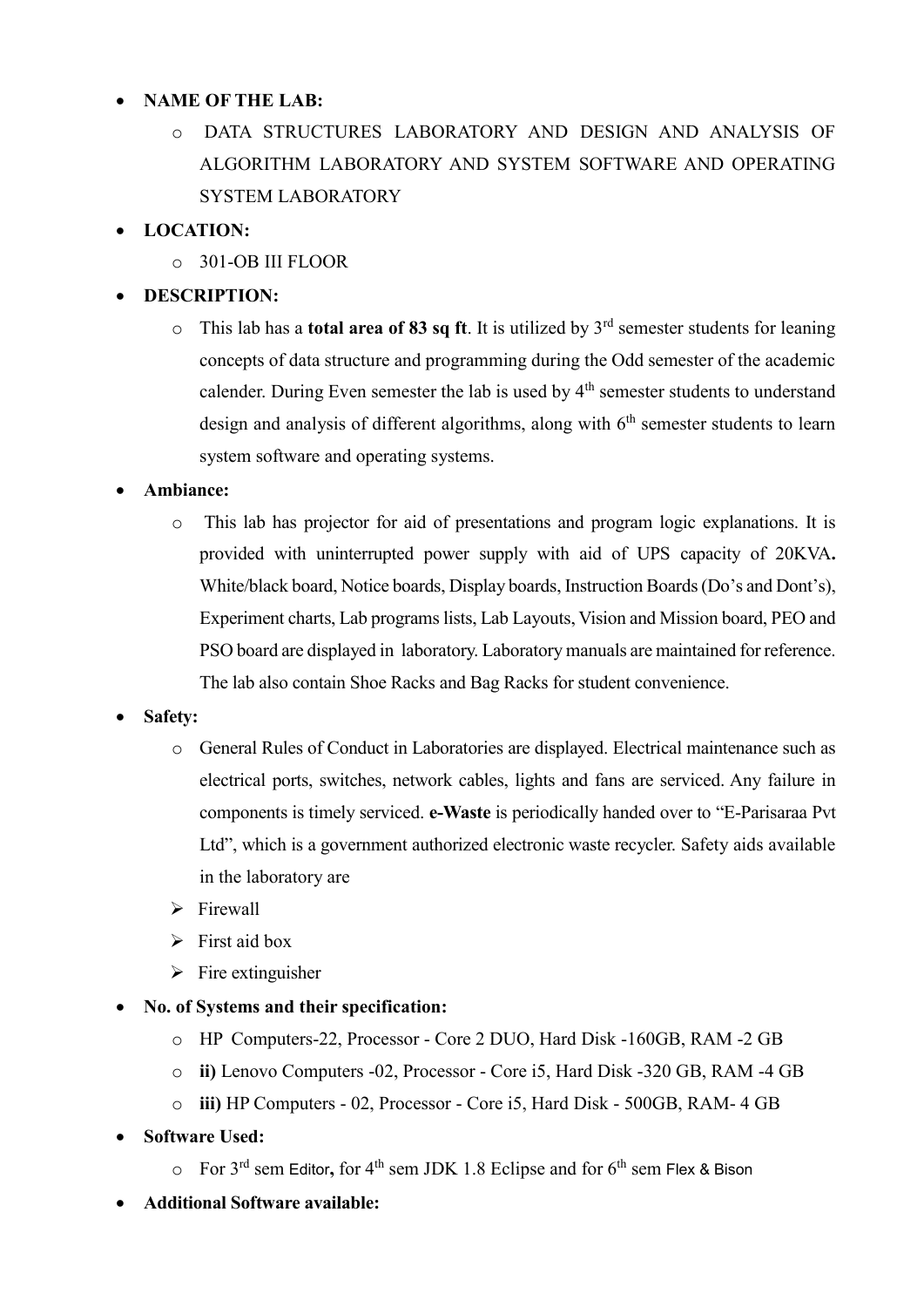- **NAME OF THE LAB:**
    - DATA STRUCTURES LABORATORY AND DESIGN AND ANALYSIS OF ALGORITHM LABORATORY AND SYSTEM SOFTWARE AND OPERATING SYSTEM LABORATORY
- **LOCATION:**
    - 301-OB III FLOOR
- **DESCRIPTION:**
    - This lab has a **total area of 83 sq ft**. It is utilized by 3rd semester students for leaning concepts of data structure and programming during the Odd semester of the academic calender. During Even semester the lab is used by 4th semester students to understand design and analysis of different algorithms, along with 6th semester students to learn system software and operating systems.
- **Ambiance:**
    - This lab has projector for aid of presentations and program logic explanations. It is provided with uninterrupted power supply with aid of UPS capacity of 20KVA**.** White/black board, Notice boards, Display boards, Instruction Boards (Do's and Dont's), Experiment charts, Lab programs lists, Lab Layouts, Vision and Mission board, PEO and PSO board are displayed in laboratory. Laboratory manuals are maintained for reference. The lab also contain Shoe Racks and Bag Racks for student convenience.
- **Safety:**
    - General Rules of Conduct in Laboratories are displayed. Electrical maintenance such as electrical ports, switches, network cables, lights and fans are serviced. Any failure in components is timely serviced. **e-Waste** is periodically handed over to "E-Parisaraa Pvt Ltd", which is a government authorized electronic waste recycler. Safety aids available in the laboratory are
    - Firewall
    - First aid box
    - Fire extinguisher
- **No. of Systems and their specification:**
    - HP Computers-22, Processor - Core 2 DUO, Hard Disk -160GB, RAM -2 GB
    - **ii)** Lenovo Computers -02, Processor - Core i5, Hard Disk -320 GB, RAM -4 GB
    - **iii)** HP Computers - 02, Processor - Core i5, Hard Disk - 500GB, RAM- 4 GB
- **Software Used:**
    - For 3rd sem Editor**,** for 4th sem JDK 1.8 Eclipse and for 6th sem Flex & Bison
- **Additional Software available:**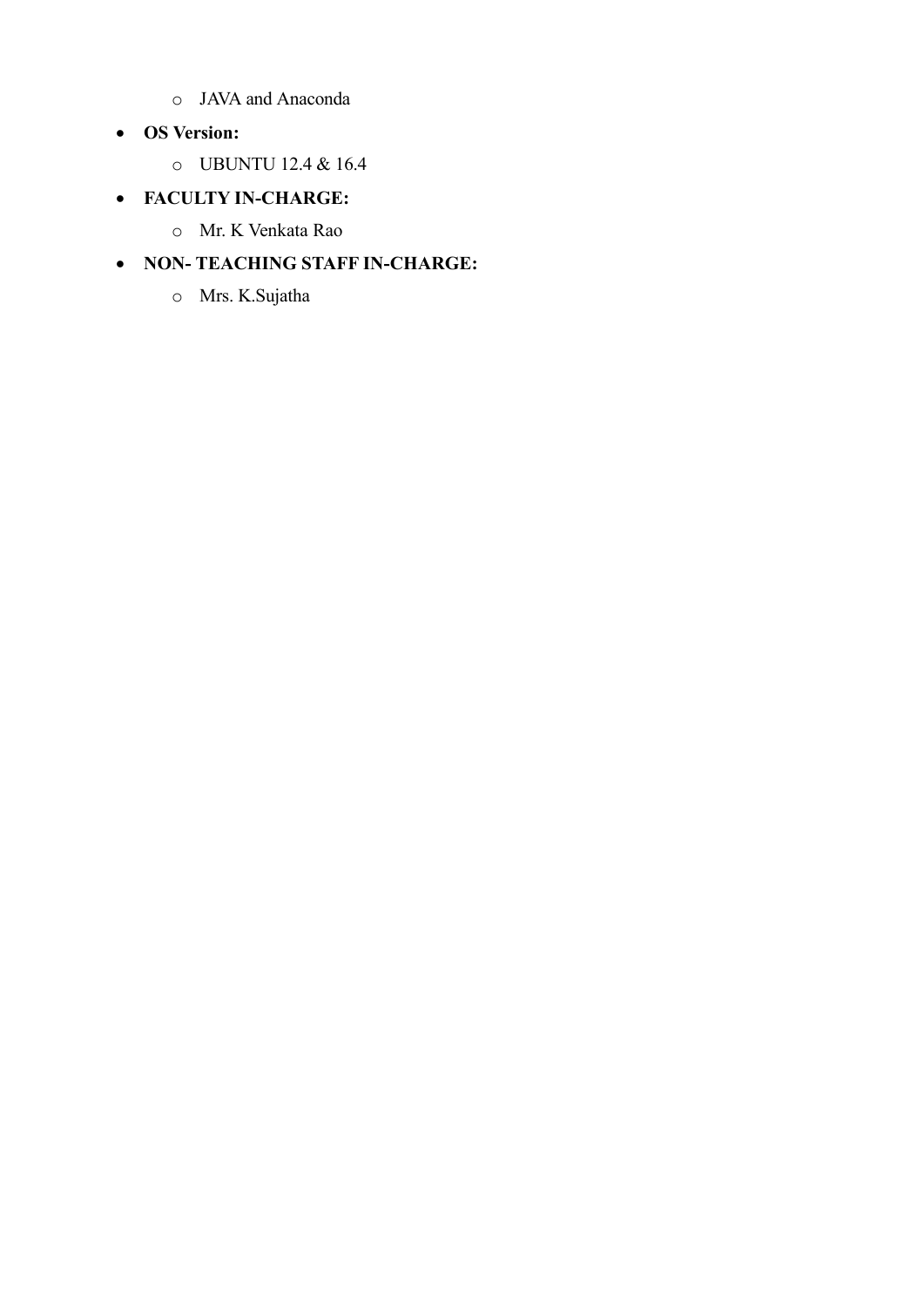- JAVA and Anaconda
- **OS Version:**
  - UBUNTU 12.4 & 16.4
- **FACULTY IN-CHARGE:**
  - Mr. K Venkata Rao
- **NON- TEACHING STAFF IN-CHARGE:**
  - Mrs. K.Sujatha